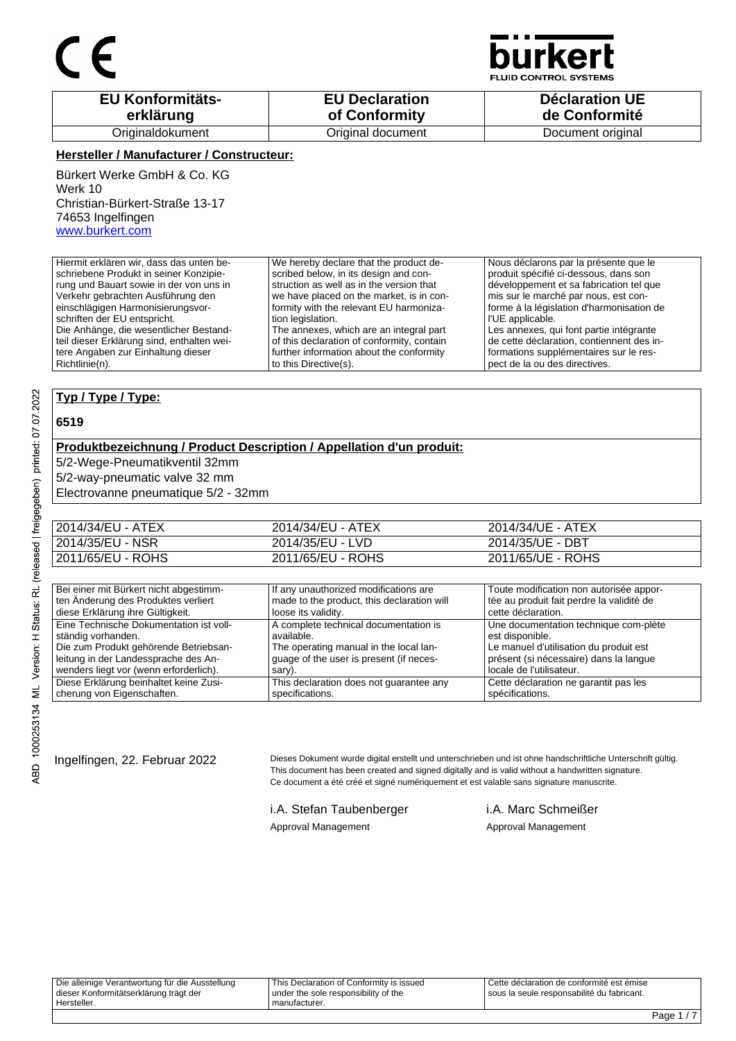CE

**bürkert**
FLUID CONTROL SYSTEMS

| EU Konformitäts-erklärung | EU Declaration of Conformity | Déclaration UE de Conformité |
|---|---|---|
| Originaldokument | Original document | Document original |

**Hersteller / Manufacturer / Constructeur:**

Bürkert Werke GmbH & Co. KG
Werk 10
Christian-Bürkert-Straße 13-17
74653 Ingelfingen
www.burkert.com

| Hiermit erklären wir, dass das unten beschriebene Produkt in seiner Konzipierung und Bauart sowie in der von uns in Verkehr gebrachten Ausführung den einschlägigen Harmonisierungsvorschriften der EU entspricht. Die Anhänge, die wesentlicher Bestandteil dieser Erklärung sind, enthalten weitere Angaben zur Einhaltung dieser Richtlinie(n). | We hereby declare that the product described below, in its design and construction as well as in the version that we have placed on the market, is in conformity with the relevant EU harmonization legislation. The annexes, which are an integral part of this declaration of conformity, contain further information about the conformity to this Directive(s). | Nous déclarons par la présente que le produit spécifié ci-dessous, dans son développement et sa fabrication tel que mis sur le marché par nous, est conforme à la législation d'harmonisation de l'UE applicable. Les annexes, qui font partie intégrante de cette déclaration, contiennent des informations supplémentaires sur le respect de la ou des directives. |
|---|---|---|

**Typ / Type / Type:**

**6519**

**Produktbezeichnung / Product Description / Appellation d'un produit:**

5/2-Wege-Pneumatikventil 32mm
5/2-way-pneumatic valve 32 mm
Electrovanne pneumatique 5/2 - 32mm

| | | |
|---|---|---|
| 2014/34/EU - ATEX | 2014/34/EU - ATEX | 2014/34/UE - ATEX |
| 2014/35/EU - NSR | 2014/35/EU - LVD | 2014/35/UE - DBT |
| 2011/65/EU - ROHS | 2011/65/EU - ROHS | 2011/65/UE - ROHS |

| | | |
|---|---|---|
| Bei einer mit Bürkert nicht abgestimmten Änderung des Produktes verliert diese Erklärung ihre Gültigkeit. | If any unauthorized modifications are made to the product, this declaration will loose its validity. | Toute modification non autorisée apportée au produit fait perdre la validité de cette déclaration. |
| Eine Technische Dokumentation ist vollständig vorhanden. Die zum Produkt gehörende Betriebsanleitung in der Landessprache des Anwenders liegt vor (wenn erforderlich). | A complete technical documentation is available. The operating manual in the local language of the user is present (if necessary). | Une documentation technique com-plète est disponible. Le manuel d'utilisation du produit est présent (si nécessaire) dans la langue locale de l'utilisateur. |
| Diese Erklärung beinhaltet keine Zusicherung von Eigenschaften. | This declaration does not guarantee any specifications. | Cette déclaration ne garantit pas les spécifications. |

Ingelfingen, 22. Februar 2022

Dieses Dokument wurde digital erstellt und unterschrieben und ist ohne handschriftliche Unterschrift gültig.
This document has been created and signed digitally and is valid without a handwritten signature.
Ce document a été créé et signé numériquement et est valable sans signature manuscrite.

i.A. Stefan Taubenberger
Approval Management

i.A. Marc Schmeißer
Approval Management

| | | |
|---|---|---|
| Die alleinige Verantwortung für die Ausstellung dieser Konformitätserklärung trägt der Hersteller. | This Declaration of Conformity is issued under the sole responsibility of the manufacturer. | Cette déclaration de conformité est émise sous la seule responsabilité du fabricant. |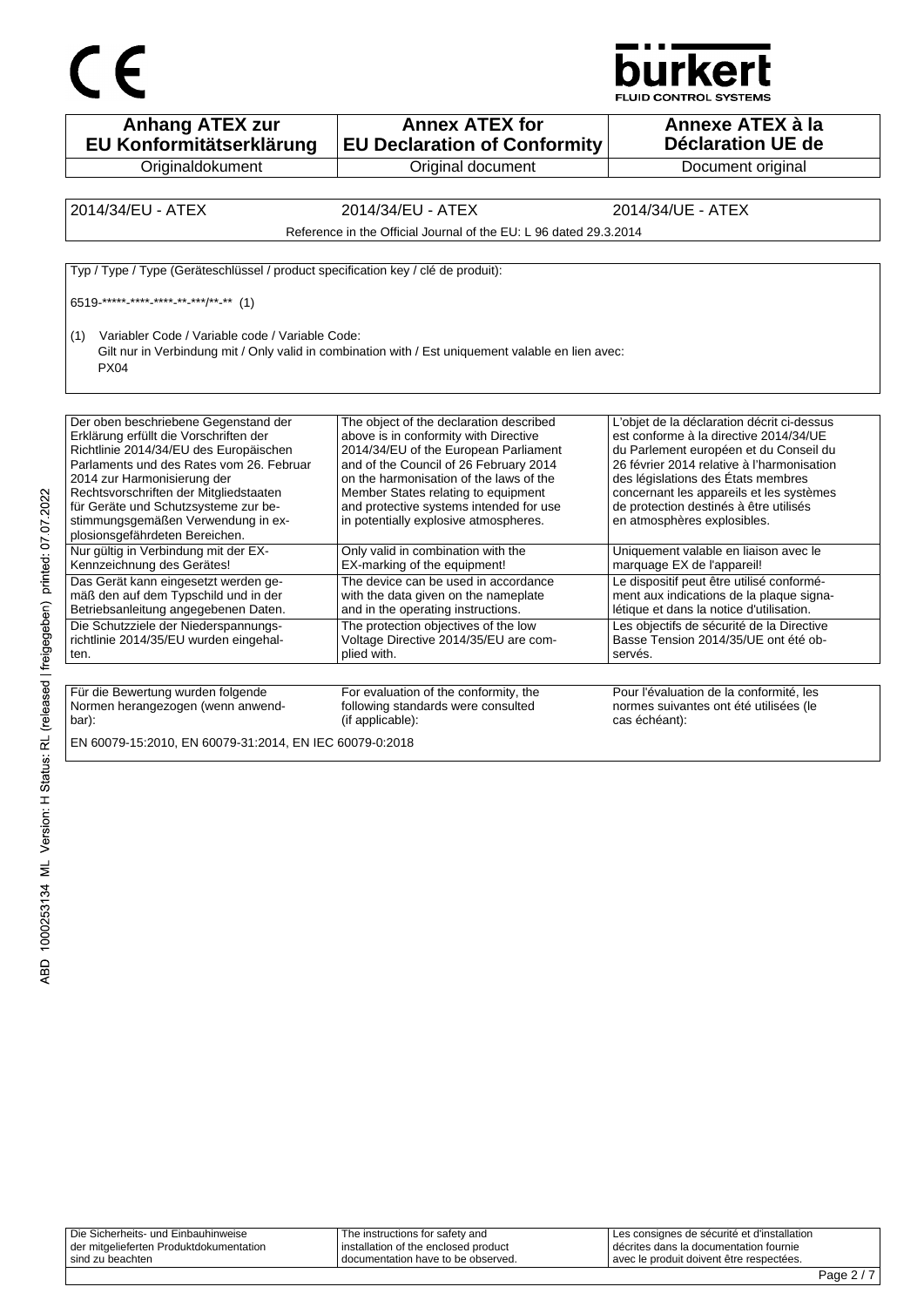CE

bürkert
FLUID CONTROL SYSTEMS

| Anhang ATEX zur EU Konformitätserklärung | Annex ATEX for EU Declaration of Conformity | Annexe ATEX à la Déclaration UE de |
|---|---|---|
| Originaldokument | Original document | Document original |

| 2014/34/EU - ATEX | 2014/34/EU - ATEX | 2014/34/UE - ATEX |
|---|---|---|
| Reference in the Official Journal of the EU: L 96 dated 29.3.2014 | | |

Typ / Type / Type (Geräteschlüssel / product specification key / clé de produit):

6519-*****-****-****-**-***/**-** (1)

(1) Variabler Code / Variable code / Variable Code:
Gilt nur in Verbindung mit / Only valid in combination with / Est uniquement valable en lien avec:
PX04

| Der oben beschriebene Gegenstand der Erklärung erfüllt die Vorschriften der Richtlinie 2014/34/EU des Europäischen Parlaments und des Rates vom 26. Februar 2014 zur Harmonisierung der Rechtsvorschriften der Mitgliedstaaten für Geräte und Schutzsysteme zur bestimmungsgemäßen Verwendung in explosionsgefährdeten Bereichen. | The object of the declaration described above is in conformity with Directive 2014/34/EU of the European Parliament and of the Council of 26 February 2014 on the harmonisation of the laws of the Member States relating to equipment and protective systems intended for use in potentially explosive atmospheres. | L'objet de la déclaration décrit ci-dessus est conforme à la directive 2014/34/UE du Parlement européen et du Conseil du 26 février 2014 relative à l'harmonisation des législations des États membres concernant les appareils et les systèmes de protection destinés à être utilisés en atmosphères explosibles. |
|---|---|---|
| Nur gültig in Verbindung mit der EX-Kennzeichnung des Gerätes! | Only valid in combination with the EX-marking of the equipment! | Uniquement valable en liaison avec le marquage EX de l'appareil! |
| Das Gerät kann eingesetzt werden gemäß den auf dem Typschild und in der Betriebsanleitung angegebenen Daten. | The device can be used in accordance with the data given on the nameplate and in the operating instructions. | Le dispositif peut être utilisé conformément aux indications de la plaque signalétique et dans la notice d'utilisation. |
| Die Schutzziele der Niederspannungsrichtlinie 2014/35/EU wurden eingehalten. | The protection objectives of the low Voltage Directive 2014/35/EU are complied with. | Les objectifs de sécurité de la Directive Basse Tension 2014/35/UE ont été observés. |

| Für die Bewertung wurden folgende Normen herangezogen (wenn anwendbar): | For evaluation of the conformity, the following standards were consulted (if applicable): | Pour l'évaluation de la conformité, les normes suivantes ont été utilisées (le cas échéant): |
|---|---|---|

EN 60079-15:2010, EN 60079-31:2014, EN IEC 60079-0:2018

| Die Sicherheits- und Einbauhinweise der mitgelieferten Produktdokumentation sind zu beachten | The instructions for safety and installation of the enclosed product documentation have to be observed. | Les consignes de sécurité et d'installation décrites dans la documentation fournie avec le produit doivent être respectées. |
|---|---|---|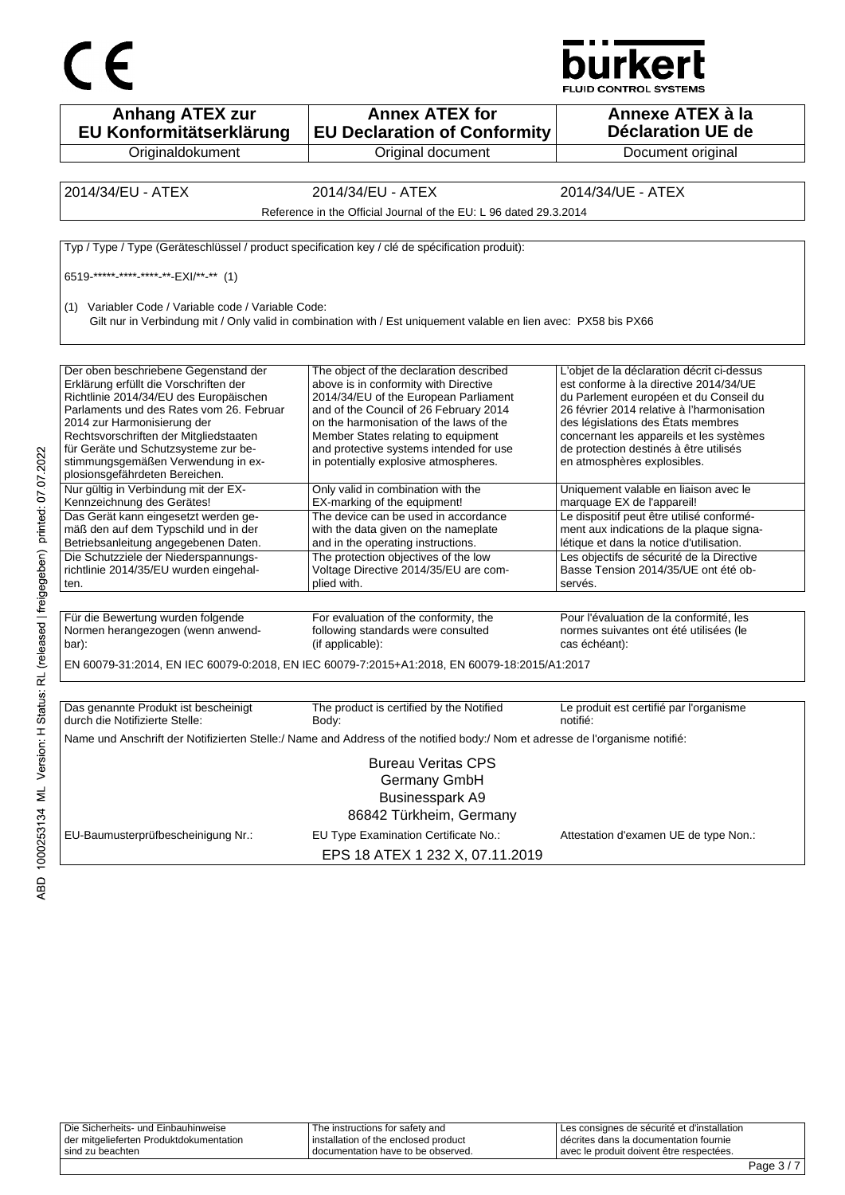| Anhang ATEX zur EU Konformitätserklärung | Annex ATEX for EU Declaration of Conformity | Annexe ATEX à la Déclaration UE de |
|---|---|---|
| Originaldokument | Original document | Document original |

| 2014/34/EU - ATEX | 2014/34/EU - ATEX | 2014/34/UE - ATEX |
|---|---|---|

Reference in the Official Journal of the EU: L 96 dated 29.3.2014

Typ / Type / Type (Geräteschlüssel / product specification key / clé de spécification produit):

6519-*****-****-*****-**-EXI/**-** (1)

(1) Variabler Code / Variable code / Variable Code:
Gilt nur in Verbindung mit / Only valid in combination with / Est uniquement valable en lien avec: PX58 bis PX66

| Der oben beschriebene Gegenstand der Erklärung erfüllt die Vorschriften der Richtlinie 2014/34/EU des Europäischen Parlaments und des Rates vom 26. Februar 2014 zur Harmonisierung der Rechtsvorschriften der Mitgliedstaaten für Geräte und Schutzsysteme zur bestimmungsgemäßen Verwendung in explosionsgefährdeten Bereichen. | The object of the declaration described above is in conformity with Directive 2014/34/EU of the European Parliament and of the Council of 26 February 2014 on the harmonisation of the laws of the Member States relating to equipment and protective systems intended for use in potentially explosive atmospheres. | L'objet de la déclaration décrit ci-dessus est conforme à la directive 2014/34/UE du Parlement européen et du Conseil du 26 février 2014 relative à l'harmonisation des législations des États membres concernant les appareils et les systèmes de protection destinés à être utilisés en atmosphères explosibles. |
|---|---|---|
| Nur gültig in Verbindung mit der EX-Kennzeichnung des Gerätes! | Only valid in combination with the EX-marking of the equipment! | Uniquement valable en liaison avec le marquage EX de l'appareil! |
| Das Gerät kann eingesetzt werden gemäß den auf dem Typschild und in der Betriebsanleitung angegebenen Daten. | The device can be used in accordance with the data given on the nameplate and in the operating instructions. | Le dispositif peut être utilisé conformément aux indications de la plaque signalétique et dans la notice d'utilisation. |
| Die Schutzziele der Niederspannungsrichtlinie 2014/35/EU wurden eingehalten. | The protection objectives of the low Voltage Directive 2014/35/EU are complied with. | Les objectifs de sécurité de la Directive Basse Tension 2014/35/UE ont été observés. |

| Für die Bewertung wurden folgende Normen herangezogen (wenn anwendbar): | For evaluation of the conformity, the following standards were consulted (if applicable): | Pour l'évaluation de la conformité, les normes suivantes ont été utilisées (le cas échéant): |
|---|---|---|

EN 60079-31:2014, EN IEC 60079-0:2018, EN IEC 60079-7:2015+A1:2018, EN 60079-18:2015/A1:2017

| Das genannte Produkt ist bescheinigt durch die Notifizierte Stelle: | The product is certified by the Notified Body: | Le produit est certifié par l'organisme notifié: |
|---|---|---|

Name und Anschrift der Notifizierten Stelle:/ Name and Address of the notified body:/ Nom et adresse de l'organisme notifié:

Bureau Veritas CPS
Germany GmbH
Businesspark A9
86842 Türkheim, Germany

| EU-Baumusterprüfbescheinigung Nr.: | EU Type Examination Certificate No.: | Attestation d'examen UE de type Non.: |
|---|---|---|

EPS 18 ATEX 1 232 X, 07.11.2019

| Die Sicherheits- und Einbauhinweise der mitgelieferten Produktdokumentation sind zu beachten | The instructions for safety and installation of the enclosed product documentation have to be observed. | Les consignes de sécurité et d'installation décrites dans la documentation fournie avec le produit doivent être respectées. |
|---|---|---|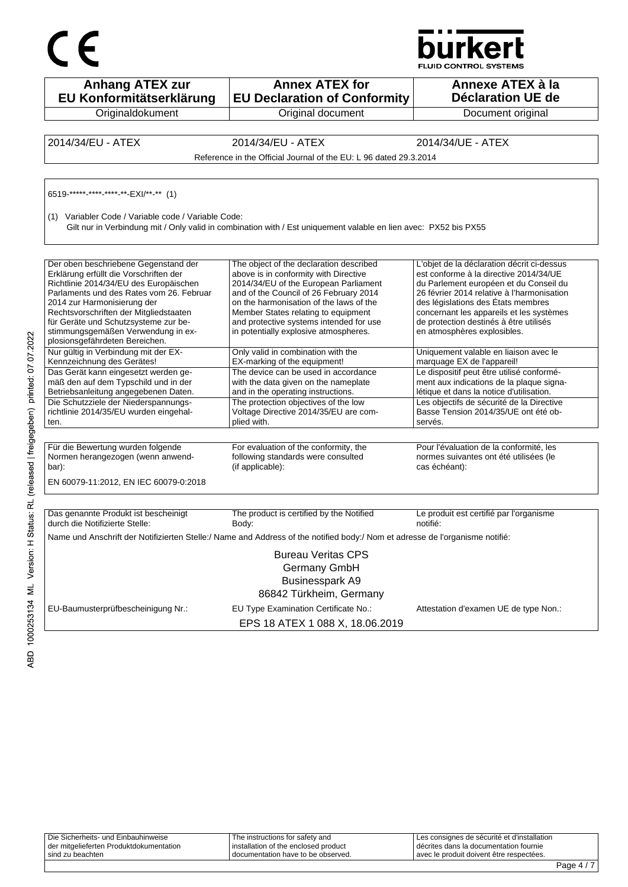CE

bürkert
FLUID CONTROL SYSTEMS

| Anhang ATEX zur EU Konformitätserklärung | Annex ATEX for EU Declaration of Conformity | Annexe ATEX à la Déclaration UE de |
|---|---|---|
| Originaldokument | Original document | Document original |

| 2014/34/EU - ATEX | 2014/34/EU - ATEX | 2014/34/UE - ATEX |
|---|---|---|

Reference in the Official Journal of the EU: L 96 dated 29.3.2014

6519-*****-****-****-**-EXI/**-** (1)

(1) Variabler Code / Variable code / Variable Code:
Gilt nur in Verbindung mit / Only valid in combination with / Est uniquement valable en lien avec: PX52 bis PX55

| Deutsch | English | Français |
|---|---|---|
| Der oben beschriebene Gegenstand der Erklärung erfüllt die Vorschriften der Richtlinie 2014/34/EU des Europäischen Parlaments und des Rates vom 26. Februar 2014 zur Harmonisierung der Rechtsvorschriften der Mitgliedstaaten für Geräte und Schutzsysteme zur bestimmungsgemäßen Verwendung in explosionsgefährdeten Bereichen. | The object of the declaration described above is in conformity with Directive 2014/34/EU of the European Parliament and of the Council of 26 February 2014 on the harmonisation of the laws of the Member States relating to equipment and protective systems intended for use in potentially explosive atmospheres. | L'objet de la déclaration décrit ci-dessus est conforme à la directive 2014/34/UE du Parlement européen et du Conseil du 26 février 2014 relative à l'harmonisation des législations des États membres concernant les appareils et les systèmes de protection destinés à être utilisés en atmosphères explosibles. |
| Nur gültig in Verbindung mit der EX-Kennzeichnung des Gerätes! | Only valid in combination with the EX-marking of the equipment! | Uniquement valable en liaison avec le marquage EX de l'appareil! |
| Das Gerät kann eingesetzt werden gemäß den auf dem Typschild und in der Betriebsanleitung angegebenen Daten. | The device can be used in accordance with the data given on the nameplate and in the operating instructions. | Le dispositif peut être utilisé conformément aux indications de la plaque signalétique et dans la notice d'utilisation. |
| Die Schutzziele der Niederspannungsrichtlinie 2014/35/EU wurden eingehalten. | The protection objectives of the low Voltage Directive 2014/35/EU are complied with. | Les objectifs de sécurité de la Directive Basse Tension 2014/35/UE ont été observés. |

| Deutsch | English | Français |
|---|---|---|
| Für die Bewertung wurden folgende Normen herangezogen (wenn anwendbar): | For evaluation of the conformity, the following standards were consulted (if applicable): | Pour l'évaluation de la conformité, les normes suivantes ont été utilisées (le cas échéant): |

EN 60079-11:2012, EN IEC 60079-0:2018

| Deutsch | English | Français |
|---|---|---|
| Das genannte Produkt ist bescheinigt durch die Notifizierte Stelle: | The product is certified by the Notified Body: | Le produit est certifié par l'organisme notifié: |

Name und Anschrift der Notifizierten Stelle:/ Name and Address of the notified body:/ Nom et adresse de l'organisme notifié:

Bureau Veritas CPS
Germany GmbH
Businesspark A9
86842 Türkheim, Germany

| Deutsch | English | Français |
|---|---|---|
| EU-Baumusterprüfbescheinigung Nr.: | EU Type Examination Certificate No.: | Attestation d'examen UE de type Non.: |

EPS 18 ATEX 1 088 X, 18.06.2019

| Deutsch | English | Français |
|---|---|---|
| Die Sicherheits- und Einbauhinweise der mitgelieferten Produktdokumentation sind zu beachten | The instructions for safety and installation of the enclosed product documentation have to be observed. | Les consignes de sécurité et d'installation décrites dans la documentation fournie avec le produit doivent être respectées. |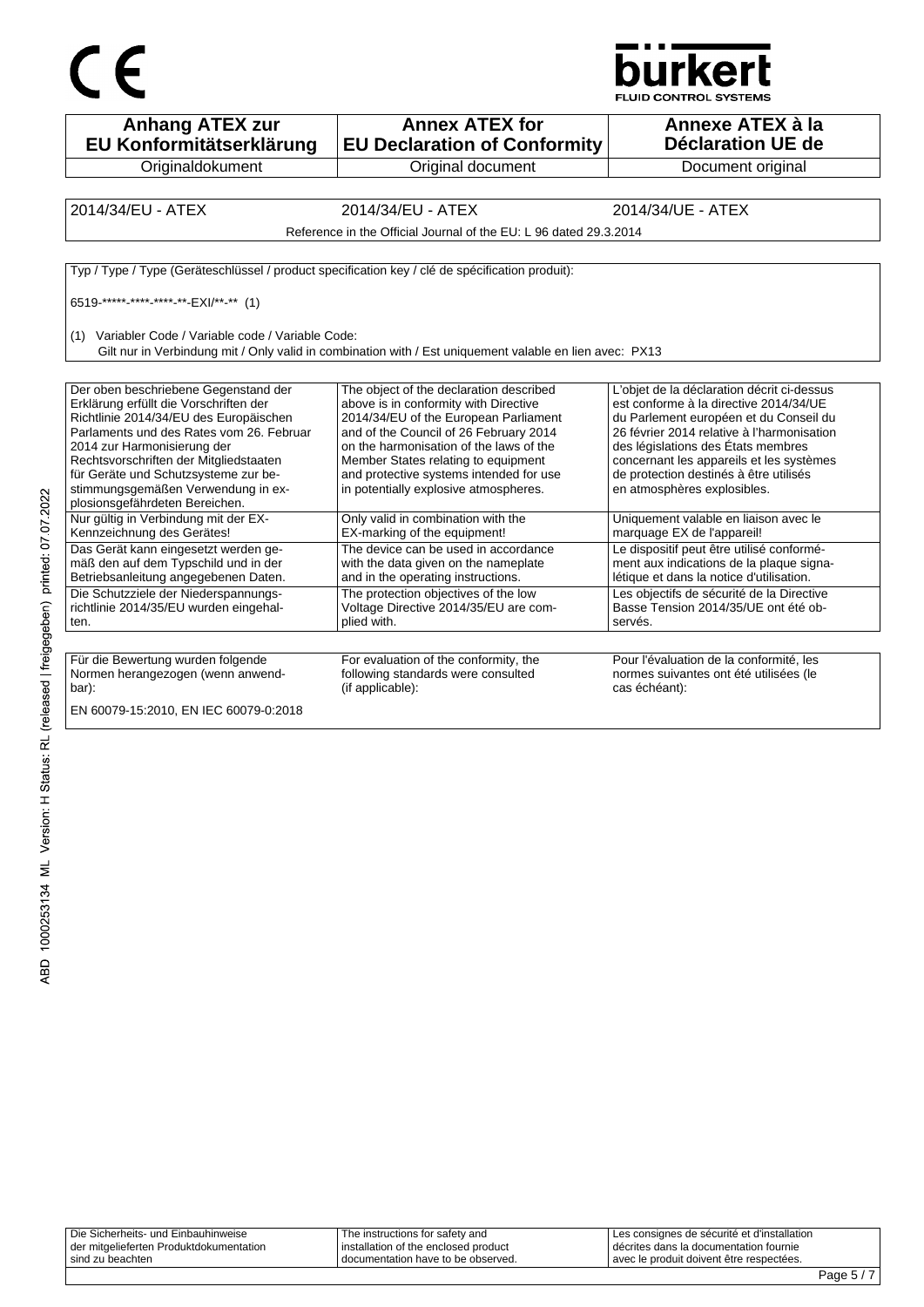CE

bürkert
FLUID CONTROL SYSTEMS

| Anhang ATEX zur EU Konformitätserklärung | Annex ATEX for EU Declaration of Conformity | Annexe ATEX à la Déclaration UE de |
| --- | --- | --- |
| Originaldokument | Original document | Document original |

| 2014/34/EU - ATEX | 2014/34/EU - ATEX | 2014/34/UE - ATEX |
| --- | --- | --- |

Reference in the Official Journal of the EU: L 96 dated 29.3.2014

Typ / Type / Type (Geräteschlüssel / product specification key / clé de spécification produit):

6519-*****-****-*****-**-EXI/**-** (1)

(1) Variabler Code / Variable code / Variable Code:
Gilt nur in Verbindung mit / Only valid in combination with / Est uniquement valable en lien avec: PX13

| | | |
| --- | --- | --- |
| Der oben beschriebene Gegenstand der Erklärung erfüllt die Vorschriften der Richtlinie 2014/34/EU des Europäischen Parlaments und des Rates vom 26. Februar 2014 zur Harmonisierung der Rechtsvorschriften der Mitgliedstaaten für Geräte und Schutzsysteme zur bestimmungsgemäßen Verwendung in explosionsgefährdeten Bereichen. | The object of the declaration described above is in conformity with Directive 2014/34/EU of the European Parliament and of the Council of 26 February 2014 on the harmonisation of the laws of the Member States relating to equipment and protective systems intended for use in potentially explosive atmospheres. | L'objet de la déclaration décrit ci-dessus est conforme à la directive 2014/34/UE du Parlement européen et du Conseil du 26 février 2014 relative à l'harmonisation des législations des États membres concernant les appareils et les systèmes de protection destinés à être utilisés en atmosphères explosibles. |
| Nur gültig in Verbindung mit der EX-Kennzeichnung des Gerätes! | Only valid in combination with the EX-marking of the equipment! | Uniquement valable en liaison avec le marquage EX de l'appareil! |
| Das Gerät kann eingesetzt werden gemäß den auf dem Typschild und in der Betriebsanleitung angegebenen Daten. | The device can be used in accordance with the data given on the nameplate and in the operating instructions. | Le dispositif peut être utilisé conformément aux indications de la plaque signalétique et dans la notice d'utilisation. |
| Die Schutzziele der Niederspannungsrichtlinie 2014/35/EU wurden eingehalten. | The protection objectives of the low Voltage Directive 2014/35/EU are complied with. | Les objectifs de sécurité de la Directive Basse Tension 2014/35/UE ont été observés. |

| | | |
| --- | --- | --- |
| Für die Bewertung wurden folgende Normen herangezogen (wenn anwendbar): | For evaluation of the conformity, the following standards were consulted (if applicable): | Pour l'évaluation de la conformité, les normes suivantes ont été utilisées (le cas échéant): |

EN 60079-15:2010, EN IEC 60079-0:2018

| | | |
| --- | --- | --- |
| Die Sicherheits- und Einbauhinweise der mitgelieferten Produktdokumentation sind zu beachten | The instructions for safety and installation of the enclosed product documentation have to be observed. | Les consignes de sécurité et d'installation décrites dans la documentation fournie avec le produit doivent être respectées. |

ABD 1000253134 ML Version: H Status: RL (released | freigegeben) printed: 07.07.2022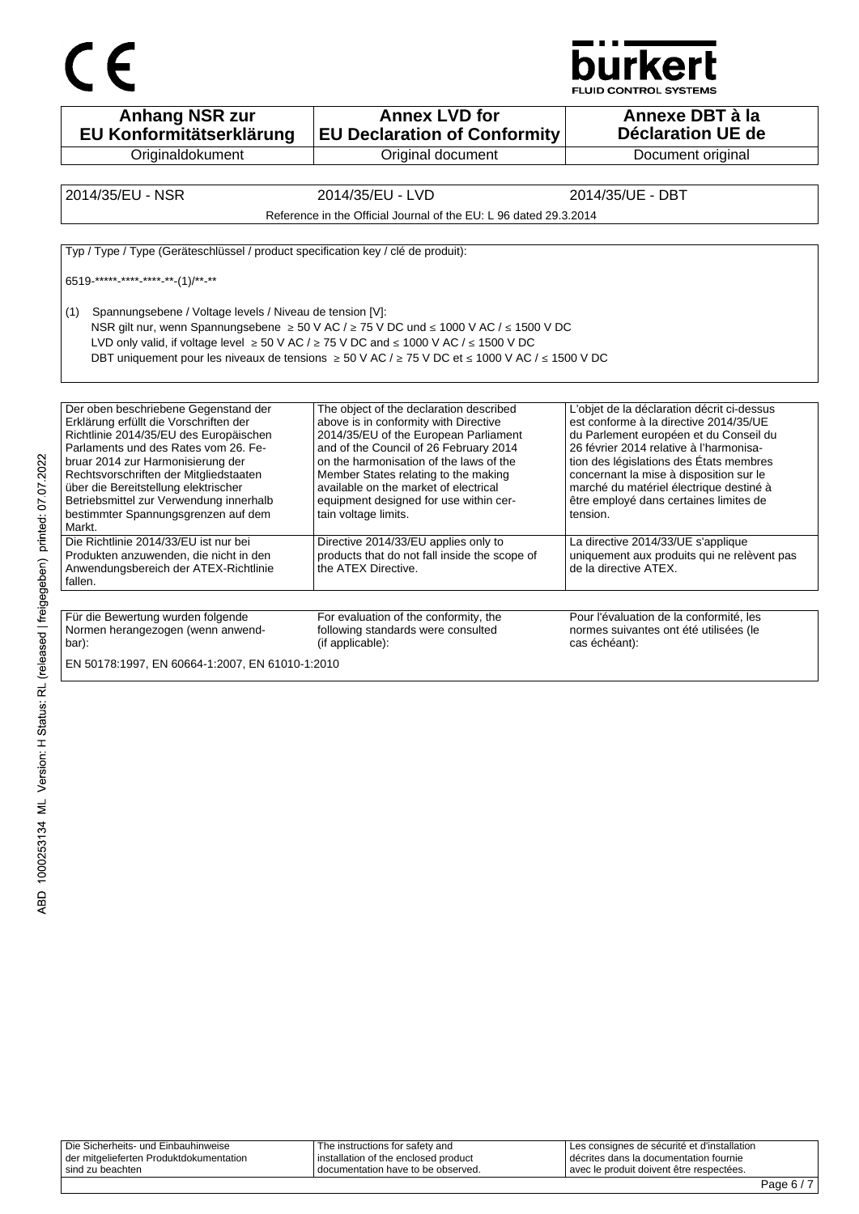CE

bürkert
FLUID CONTROL SYSTEMS

| Anhang NSR zur EU Konformitätserklärung | Annex LVD for EU Declaration of Conformity | Annexe DBT à la Déclaration UE de |
|---|---|---|
| Originaldokument | Original document | Document original |

| 2014/35/EU - NSR | 2014/35/EU - LVD | 2014/35/UE - DBT |
|---|---|---|
| | Reference in the Official Journal of the EU: L 96 dated 29.3.2014 | |

Typ / Type / Type (Geräteschlüssel / product specification key / clé de produit):

6519-*****-****-****-**-(1)/**-**

(1) Spannungsebene / Voltage levels / Niveau de tension [V]:
NSR gilt nur, wenn Spannungsebene ≥ 50 V AC / ≥ 75 V DC und ≤ 1000 V AC / ≤ 1500 V DC
LVD only valid, if voltage level ≥ 50 V AC / ≥ 75 V DC and ≤ 1000 V AC / ≤ 1500 V DC
DBT uniquement pour les niveaux de tensions ≥ 50 V AC / ≥ 75 V DC et ≤ 1000 V AC / ≤ 1500 V DC

| Der oben beschriebene Gegenstand der Erklärung erfüllt die Vorschriften der Richtlinie 2014/35/EU des Europäischen Parlaments und des Rates vom 26. Februar 2014 zur Harmonisierung der Rechtsvorschriften der Mitgliedstaaten über die Bereitstellung elektrischer Betriebsmittel zur Verwendung innerhalb bestimmter Spannungsgrenzen auf dem Markt. | The object of the declaration described above is in conformity with Directive 2014/35/EU of the European Parliament and of the Council of 26 February 2014 on the harmonisation of the laws of the Member States relating to the making available on the market of electrical equipment designed for use within certain voltage limits. | L'objet de la déclaration décrit ci-dessus est conforme à la directive 2014/35/UE du Parlement européen et du Conseil du 26 février 2014 relative à l'harmonisation des législations des États membres concernant la mise à disposition sur le marché du matériel électrique destiné à être employé dans certaines limites de tension. |
|---|---|---|
| Die Richtlinie 2014/33/EU ist nur bei Produkten anzuwenden, die nicht in den Anwendungsbereich der ATEX-Richtlinie fallen. | Directive 2014/33/EU applies only to products that do not fall inside the scope of the ATEX Directive. | La directive 2014/33/UE s'applique uniquement aux produits qui ne relèvent pas de la directive ATEX. |

| Für die Bewertung wurden folgende Normen herangezogen (wenn anwendbar): | For evaluation of the conformity, the following standards were consulted (if applicable): | Pour l'évaluation de la conformité, les normes suivantes ont été utilisées (le cas échéant): |
|---|---|---|

EN 50178:1997, EN 60664-1:2007, EN 61010-1:2010

| Die Sicherheits- und Einbauhinweise der mitgelieferten Produktdokumentation sind zu beachten | The instructions for safety and installation of the enclosed product documentation have to be observed. | Les consignes de sécurité et d'installation décrites dans la documentation fournie avec le produit doivent être respectées. |
|---|---|---|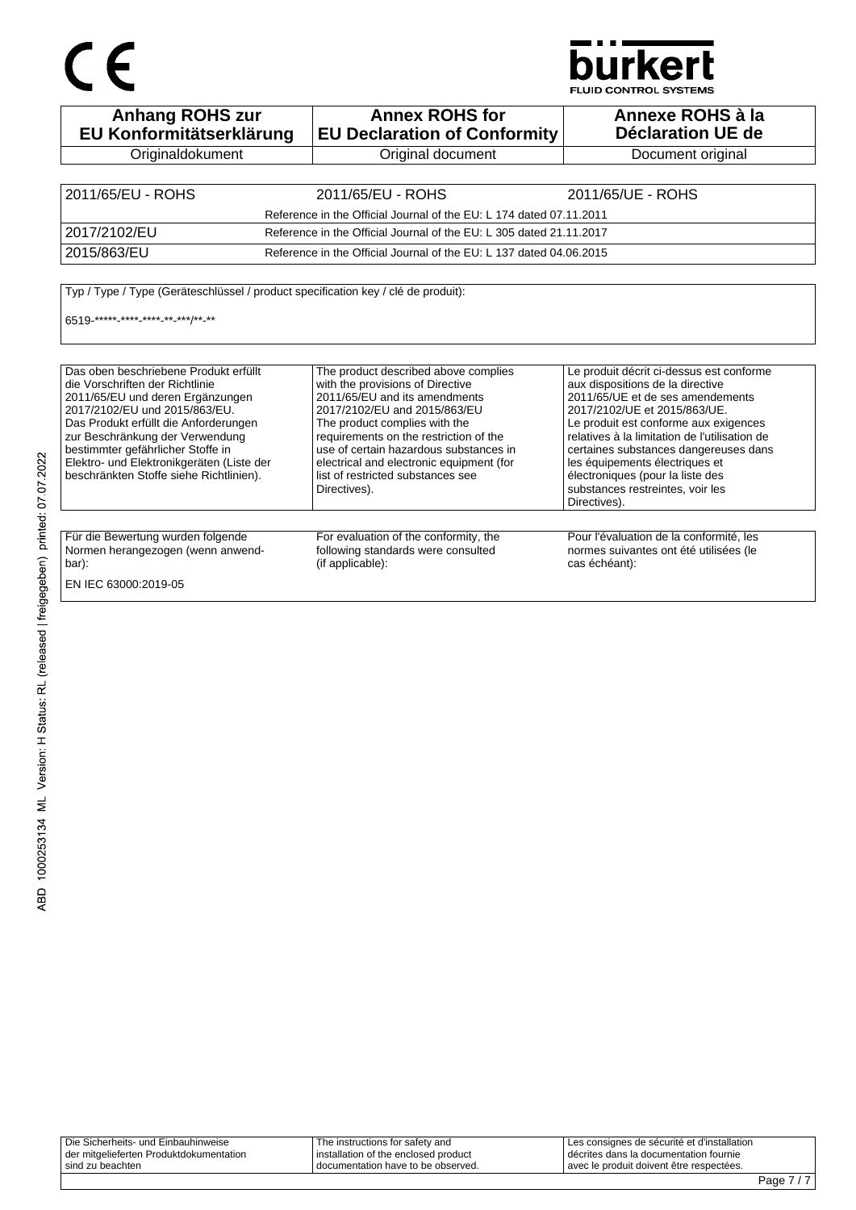| Anhang ROHS zur EU Konformitätserklärung | Annex ROHS for EU Declaration of Conformity | Annexe ROHS à la Déclaration UE de |
|---|---|---|
| Originaldokument | Original document | Document original |

| | | |
|---|---|---|
| 2011/65/EU - ROHS | 2011/65/EU - ROHS | 2011/65/UE - ROHS |
| | Reference in the Official Journal of the EU: L 174 dated 07.11.2011 | |
| 2017/2102/EU | Reference in the Official Journal of the EU: L 305 dated 21.11.2017 | |
| 2015/863/EU | Reference in the Official Journal of the EU: L 137 dated 04.06.2015 | |

Typ / Type / Type (Geräteschlüssel / product specification key / clé de produit):

6519-*****-****-****-**-***/**-**

| | | |
|---|---|---|
| Das oben beschriebene Produkt erfüllt die Vorschriften der Richtlinie 2011/65/EU und deren Ergänzungen 2017/2102/EU und 2015/863/EU. Das Produkt erfüllt die Anforderungen zur Beschränkung der Verwendung bestimmter gefährlicher Stoffe in Elektro- und Elektronikgeräten (Liste der beschränkten Stoffe siehe Richtlinien). | The product described above complies with the provisions of Directive 2011/65/EU and its amendments 2017/2102/EU and 2015/863/EU The product complies with the requirements on the restriction of the use of certain hazardous substances in electrical and electronic equipment (for list of restricted substances see Directives). | Le produit décrit ci-dessus est conforme aux dispositions de la directive 2011/65/UE et de ses amendements 2017/2102/UE et 2015/863/UE. Le produit est conforme aux exigences relatives à la limitation de l'utilisation de certaines substances dangereuses dans les équipements électriques et électroniques (pour la liste des substances restreintes, voir les Directives). |

| | | |
|---|---|---|
| Für die Bewertung wurden folgende Normen herangezogen (wenn anwendbar): | For evaluation of the conformity, the following standards were consulted (if applicable): | Pour l'évaluation de la conformité, les normes suivantes ont été utilisées (le cas échéant): |
| EN IEC 63000:2019-05 | | |

ABD 1000253134 ML Version: H Status: RL (released | freigegeben) printed: 07.07.2022

| | | |
|---|---|---|
| Die Sicherheits- und Einbauhinweise der mitgelieferten Produktdokumentation sind zu beachten | The instructions for safety and installation of the enclosed product documentation have to be observed. | Les consignes de sécurité et d'installation décrites dans la documentation fournie avec le produit doivent être respectées. |